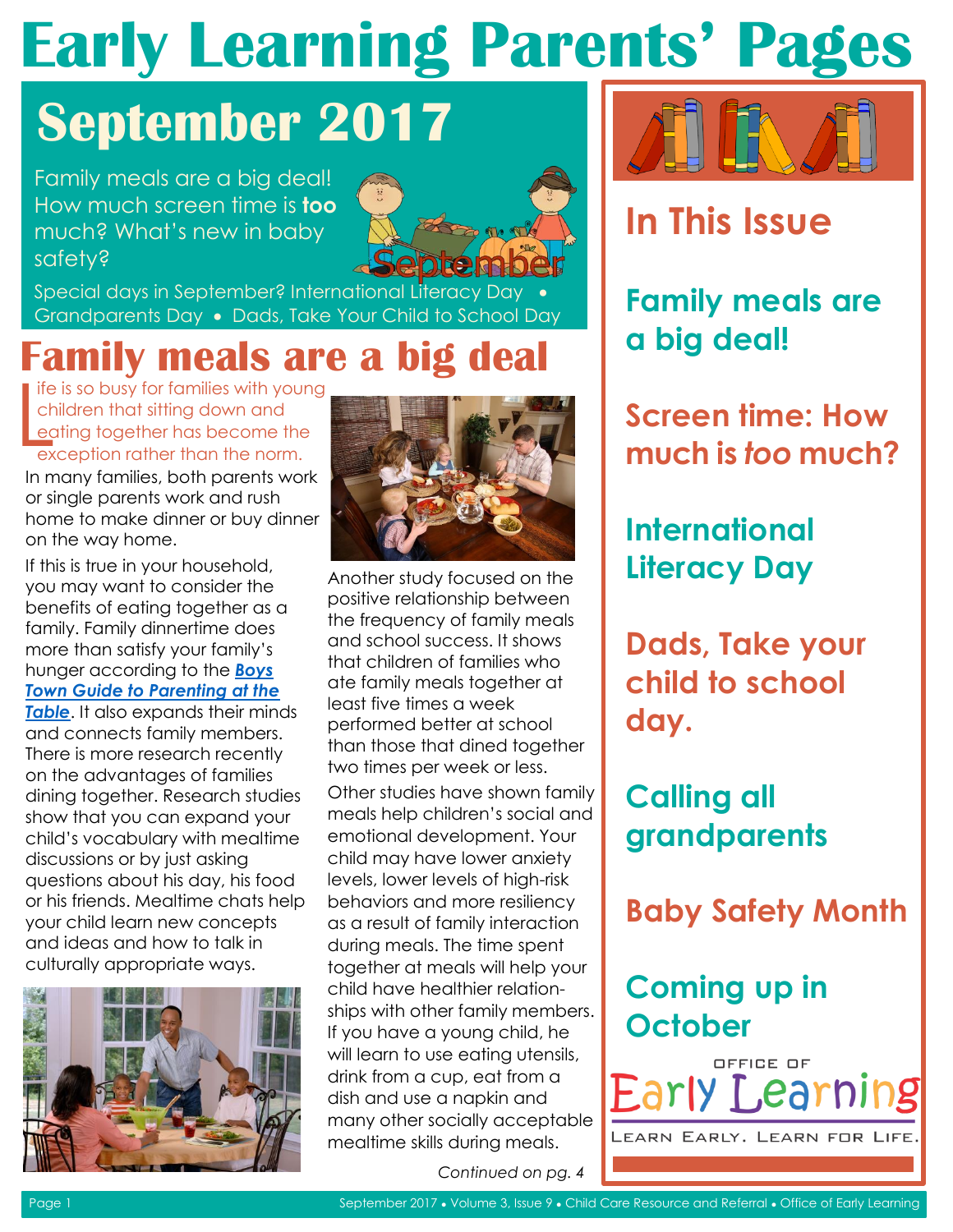# Early Learning Parents' Pages

## September 2017

Family meals are a big deal! How much screen time is **too** much? What's new in baby safety?

Special days in September? International Literacy Day • Grandparents Day • Dads, Take Your Child to School Day

## Family meals are a big deal

Life is so busy for families with young children that sitting down and eating together has become the exception rather than the norm.

In many families, both parents work or single parents work and rush home to make dinner or buy dinner on the way home.

If this is true in your household, you may want to consider the benefits of eating together as a family. Family dinnertime does more than satisfy your family's hunger according to the ***Boys Town Guide to Parenting at the Table***. It also expands their minds and connects family members. There is more research recently on the advantages of families dining together. Research studies show that you can expand your child's vocabulary with mealtime discussions or by just asking questions about his day, his food or his friends. Mealtime chats help your child learn new concepts and ideas and how to talk in culturally appropriate ways.

Another study focused on the positive relationship between the frequency of family meals and school success. It shows that children of families who ate family meals together at least five times a week performed better at school than those that dined together two times per week or less.

Other studies have shown family meals help children's social and emotional development. Your child may have lower anxiety levels, lower levels of high-risk behaviors and more resiliency as a result of family interaction during meals. The time spent together at meals will help your child have healthier relationships with other family members. If you have a young child, he will learn to use eating utensils, drink from a cup, eat from a dish and use a napkin and many other socially acceptable mealtime skills during meals.

*Continued on pg. 4*

## In This Issue

**Family meals are a big deal!**

**Screen time: How much is *too* much?**

**International Literacy Day**

**Dads, Take your child to school day.**

**Calling all grandparents**

**Baby Safety Month**

**Coming up in October**

Office of Early Learning

Learn Early. Learn for Life.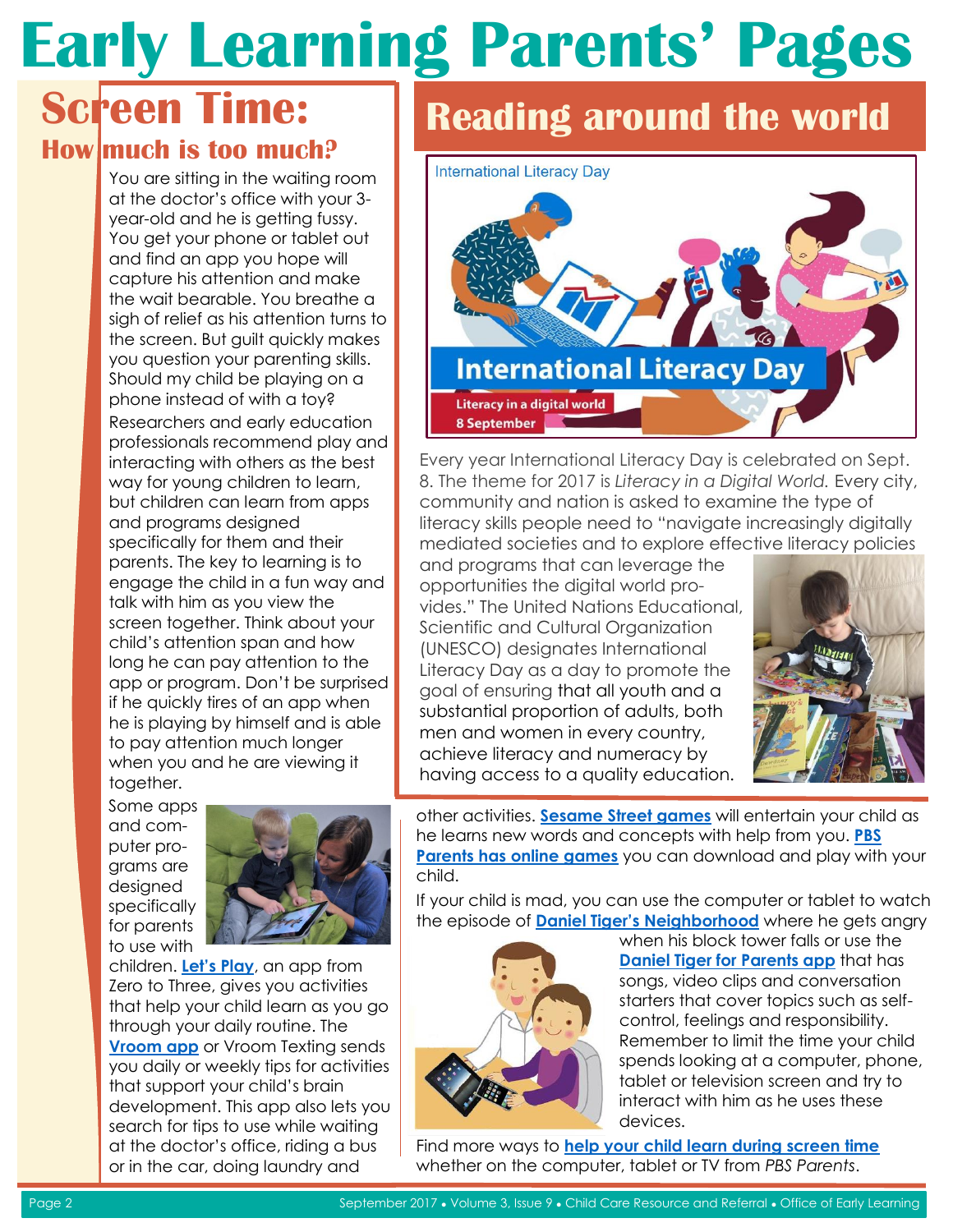# Early Learning Parents' Pages

## Screen Time: How much is too much?

You are sitting in the waiting room at the doctor's office with your 3-year-old and he is getting fussy. You get your phone or tablet out and find an app you hope will capture his attention and make the wait bearable. You breathe a sigh of relief as his attention turns to the screen. But guilt quickly makes you question your parenting skills. Should my child be playing on a phone instead of with a toy?

Researchers and early education professionals recommend play and interacting with others as the best way for young children to learn, but children can learn from apps and programs designed specifically for them and their parents. The key to learning is to engage the child in a fun way and talk with him as you view the screen together. Think about your child's attention span and how long he can pay attention to the app or program. Don't be surprised if he quickly tires of an app when he is playing by himself and is able to pay attention much longer when you and he are viewing it together.

Some apps and computer programs are designed specifically for parents to use with children. **Let's Play**, an app from Zero to Three, gives you activities that help your child learn as you go through your daily routine. The **Vroom app** or Vroom Texting sends you daily or weekly tips for activities that support your child's brain development. This app also lets you search for tips to use while waiting at the doctor's office, riding a bus or in the car, doing laundry and other activities. **Sesame Street games** will entertain your child as he learns new words and concepts with help from you. **PBS Parents has online games** you can download and play with your child.

If your child is mad, you can use the computer or tablet to watch the episode of **Daniel Tiger's Neighborhood** where he gets angry when his block tower falls or use the **Daniel Tiger for Parents app** that has songs, video clips and conversation starters that cover topics such as self-control, feelings and responsibility. Remember to limit the time your child spends looking at a computer, phone, tablet or television screen and try to interact with him as he uses these devices.

Find more ways to **help your child learn during screen time** whether on the computer, tablet or TV from *PBS Parents*.

## Reading around the world

International Literacy Day

International Literacy Day

Literacy in a digital world

8 September

Every year International Literacy Day is celebrated on Sept. 8. The theme for 2017 is *Literacy in a Digital World.* Every city, community and nation is asked to examine the type of literacy skills people need to "navigate increasingly digitally mediated societies and to explore effective literacy policies and programs that can leverage the opportunities the digital world provides." The United Nations Educational, Scientific and Cultural Organization (UNESCO) designates International Literacy Day as a day to promote the goal of ensuring that all youth and a substantial proportion of adults, both men and women in every country, achieve literacy and numeracy by having access to a quality education.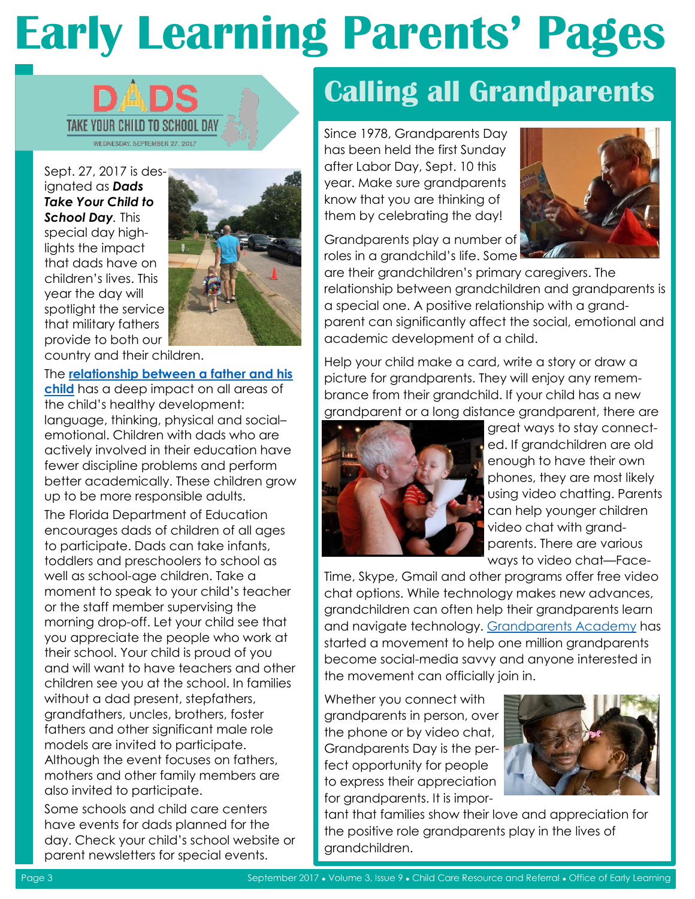# Early Learning Parents' Pages

## DADS TAKE YOUR CHILD TO SCHOOL DAY

WEDNESDAY, SEPTEMBER 27, 2017

Sept. 27, 2017 is designated as ***Dads Take Your Child to School Day***. This special day highlights the impact that dads have on children's lives. This year the day will spotlight the service that military fathers provide to both our country and their children.

The **relationship between a father and his child** has a deep impact on all areas of the child's healthy development: language, thinking, physical and social–emotional. Children with dads who are actively involved in their education have fewer discipline problems and perform better academically. These children grow up to be more responsible adults.

The Florida Department of Education encourages dads of children of all ages to participate. Dads can take infants, toddlers and preschoolers to school as well as school-age children. Take a moment to speak to your child's teacher or the staff member supervising the morning drop-off. Let your child see that you appreciate the people who work at their school. Your child is proud of you and will want to have teachers and other children see you at the school. In families without a dad present, stepfathers, grandfathers, uncles, brothers, foster fathers and other significant male role models are invited to participate. Although the event focuses on fathers, mothers and other family members are also invited to participate.

Some schools and child care centers have events for dads planned for the day. Check your child's school website or parent newsletters for special events.

## Calling all Grandparents

Since 1978, Grandparents Day has been held the first Sunday after Labor Day, Sept. 10 this year. Make sure grandparents know that you are thinking of them by celebrating the day!

Grandparents play a number of roles in a grandchild's life. Some are their grandchildren's primary caregivers. The relationship between grandchildren and grandparents is a special one. A positive relationship with a grandparent can significantly affect the social, emotional and academic development of a child.

Help your child make a card, write a story or draw a picture for grandparents. They will enjoy any remembrance from their grandchild. If your child has a new grandparent or a long distance grandparent, there are great ways to stay connected. If grandchildren are old enough to have their own phones, they are most likely using video chatting. Parents can help younger children video chat with grandparents. There are various ways to video chat—FaceTime, Skype, Gmail and other programs offer free video chat options. While technology makes new advances, grandchildren can often help their grandparents learn and navigate technology. Grandparents Academy has started a movement to help one million grandparents become social-media savvy and anyone interested in the movement can officially join in.

Whether you connect with grandparents in person, over the phone or by video chat, Grandparents Day is the perfect opportunity for people to express their appreciation for grandparents. It is important that families show their love and appreciation for the positive role grandparents play in the lives of grandchildren.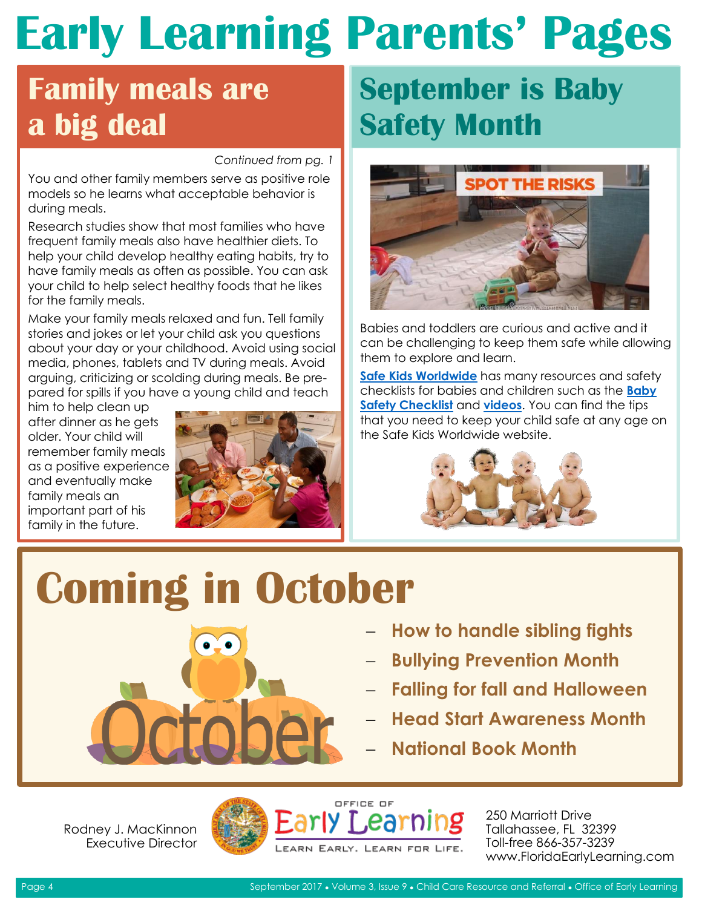# Early Learning Parents' Pages

## Family meals are a big deal

*Continued from pg. 1*

You and other family members serve as positive role models so he learns what acceptable behavior is during meals.

Research studies show that most families who have frequent family meals also have healthier diets. To help your child develop healthy eating habits, try to have family meals as often as possible. You can ask your child to help select healthy foods that he likes for the family meals.

Make your family meals relaxed and fun. Tell family stories and jokes or let your child ask you questions about your day or your childhood. Avoid using social media, phones, tablets and TV during meals. Avoid arguing, criticizing or scolding during meals. Be prepared for spills if you have a young child and teach him to help clean up after dinner as he gets older. Your child will remember family meals as a positive experience and eventually make family meals an important part of his family in the future.

## September is Baby Safety Month

Babies and toddlers are curious and active and it can be challenging to keep them safe while allowing them to explore and learn.

**Safe Kids Worldwide** has many resources and safety checklists for babies and children such as the **Baby Safety Checklist** and **videos**. You can find the tips that you need to keep your child safe at any age on the Safe Kids Worldwide website.

## Coming in October

- **How to handle sibling fights**
- **Bullying Prevention Month**
- **Falling for fall and Halloween**
- **Head Start Awareness Month**
- **National Book Month**

Rodney J. MacKinnon
Executive Director

Office of Early Learning
Learn Early. Learn for Life.

250 Marriott Drive
Tallahassee, FL 32399
Toll-free 866-357-3239
www.FloridaEarlyLearning.com